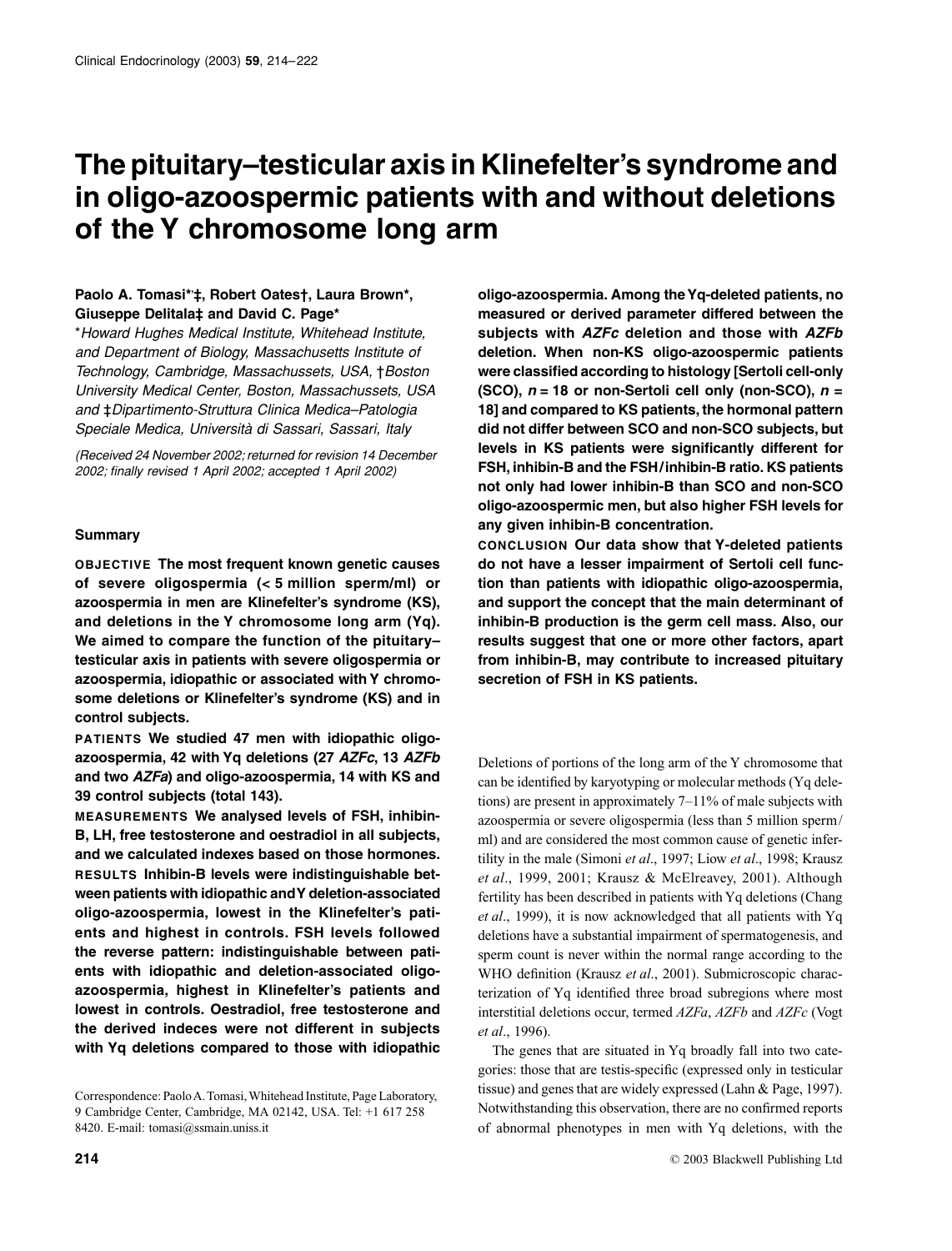# The pituitary–testicular axis in Klinefelter's syndrome and in oligo-azoospermic patients with and without deletions of the Y chromosome long arm

**Paolo A. Tomasi\*‡, Robert Oates†, Laura Brown\*, Giuseppe Delitala‡ and David C. Page\***

\**Howard Hughes Medical Institute, Whitehead Institute, and Department of Biology, Massachusetts Institute of Technology, Cambridge, Massachussets, USA,* †*Boston University Medical Center, Boston, Massachussets, USA and* ‡*Dipartimento-Struttura Clinica Medica–Patologia Speciale Medica, Università di Sassari, Sassari, Italy*

*(Received 24 November 2002; returned for revision 14 December 2002; finally revised 1 April 2002; accepted 1 April 2002)*

## Summary

**OBJECTIVE The most frequent known genetic causes of severe oligospermia (< 5 million sperm/ml) or azoospermia in men are Klinefelter's syndrome (KS), and deletions in the Y chromosome long arm (Yq). We aimed to compare the function of the pituitary–testicular axis in patients with severe oligospermia or azoospermia, idiopathic or associated with Y chromosome deletions or Klinefelter's syndrome (KS) and in control subjects.**

**PATIENTS We studied 47 men with idiopathic oligo-azoospermia, 42 with Yq deletions (27 *AZFc*, 13 *AZFb* and two *AZFa*) and oligo-azoospermia, 14 with KS and 39 control subjects (total 143).**

**MEASUREMENTS We analysed levels of FSH, inhibin-B, LH, free testosterone and oestradiol in all subjects, and we calculated indexes based on those hormones.**

**RESULTS Inhibin-B levels were indistinguishable between patients with idiopathic and Y deletion-associated oligo-azoospermia, lowest in the Klinefelter's patients and highest in controls. FSH levels followed the reverse pattern: indistinguishable between patients with idiopathic and deletion-associated oligo-azoospermia, highest in Klinefelter's patients and lowest in controls. Oestradiol, free testosterone and the derived indeces were not different in subjects with Yq deletions compared to those with idiopathic oligo-azoospermia. Among the Yq-deleted patients, no measured or derived parameter differed between the subjects with *AZFc* deletion and those with *AZFb* deletion. When non-KS oligo-azoospermic patients were classified according to histology [Sertoli cell-only (SCO), *n* = 18 or non-Sertoli cell only (non-SCO), *n* = 18] and compared to KS patients, the hormonal pattern did not differ between SCO and non-SCO subjects, but levels in KS patients were significantly different for FSH, inhibin-B and the FSH/inhibin-B ratio. KS patients not only had lower inhibin-B than SCO and non-SCO oligo-azoospermic men, but also higher FSH levels for any given inhibin-B concentration.**

**CONCLUSION Our data show that Y-deleted patients do not have a lesser impairment of Sertoli cell function than patients with idiopathic oligo-azoospermia, and support the concept that the main determinant of inhibin-B production is the germ cell mass. Also, our results suggest that one or more other factors, apart from inhibin-B, may contribute to increased pituitary secretion of FSH in KS patients.**

Correspondence: Paolo A. Tomasi, Whitehead Institute, Page Laboratory, 9 Cambridge Center, Cambridge, MA 02142, USA. Tel: +1 617 258 8420. E-mail: tomasi@ssmain.uniss.it

Deletions of portions of the long arm of the Y chromosome that can be identified by karyotyping or molecular methods (Yq deletions) are present in approximately 7–11% of male subjects with azoospermia or severe oligospermia (less than 5 million sperm/ml) and are considered the most common cause of genetic infertility in the male (Simoni *et al*., 1997; Liow *et al*., 1998; Krausz *et al*., 1999, 2001; Krausz & McElreavey, 2001). Although fertility has been described in patients with Yq deletions (Chang *et al*., 1999), it is now acknowledged that all patients with Yq deletions have a substantial impairment of spermatogenesis, and sperm count is never within the normal range according to the WHO definition (Krausz *et al*., 2001). Submicroscopic characterization of Yq identified three broad subregions where most interstitial deletions occur, termed *AZFa*, *AZFb* and *AZFc* (Vogt *et al*., 1996).

The genes that are situated in Yq broadly fall into two categories: those that are testis-specific (expressed only in testicular tissue) and genes that are widely expressed (Lahn & Page, 1997). Notwithstanding this observation, there are no confirmed reports of abnormal phenotypes in men with Yq deletions, with the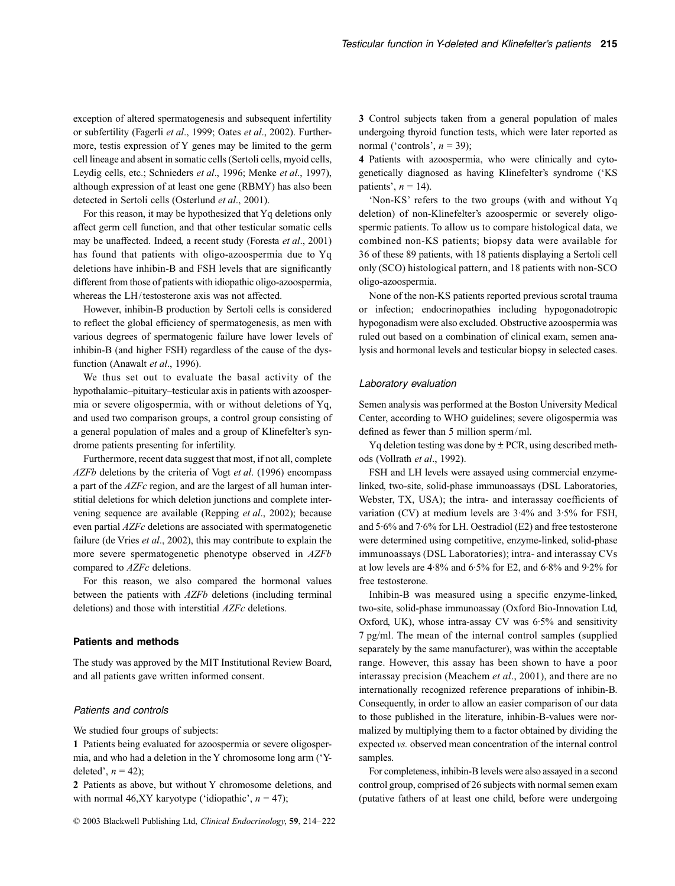exception of altered spermatogenesis and subsequent infertility or subfertility (Fagerli *et al*., 1999; Oates *et al*., 2002). Furthermore, testis expression of Y genes may be limited to the germ cell lineage and absent in somatic cells (Sertoli cells, myoid cells, Leydig cells, etc.; Schnieders *et al*., 1996; Menke *et al*., 1997), although expression of at least one gene (RBMY) has also been detected in Sertoli cells (Osterlund *et al*., 2001).

For this reason, it may be hypothesized that Yq deletions only affect germ cell function, and that other testicular somatic cells may be unaffected. Indeed, a recent study (Foresta *et al*., 2001) has found that patients with oligo-azoospermia due to Yq deletions have inhibin-B and FSH levels that are significantly different from those of patients with idiopathic oligo-azoospermia, whereas the LH/testosterone axis was not affected.

However, inhibin-B production by Sertoli cells is considered to reflect the global efficiency of spermatogenesis, as men with various degrees of spermatogenic failure have lower levels of inhibin-B (and higher FSH) regardless of the cause of the dysfunction (Anawalt *et al*., 1996).

We thus set out to evaluate the basal activity of the hypothalamic–pituitary–testicular axis in patients with azoospermia or severe oligospermia, with or without deletions of Yq, and used two comparison groups, a control group consisting of a general population of males and a group of Klinefelter's syndrome patients presenting for infertility.

Furthermore, recent data suggest that most, if not all, complete *AZFb* deletions by the criteria of Vogt *et al*. (1996) encompass a part of the *AZFc* region, and are the largest of all human interstitial deletions for which deletion junctions and complete intervening sequence are available (Repping *et al*., 2002); because even partial *AZFc* deletions are associated with spermatogenetic failure (de Vries *et al*., 2002), this may contribute to explain the more severe spermatogenetic phenotype observed in *AZFb* compared to *AZFc* deletions.

For this reason, we also compared the hormonal values between the patients with *AZFb* deletions (including terminal deletions) and those with interstitial *AZFc* deletions.

## Patients and methods

The study was approved by the MIT Institutional Review Board, and all patients gave written informed consent.

### Patients and controls

We studied four groups of subjects:

**1** Patients being evaluated for azoospermia or severe oligospermia, and who had a deletion in the Y chromosome long arm ('Y-deleted', $n = 42$);

**2** Patients as above, but without Y chromosome deletions, and with normal 46,XY karyotype ('idiopathic', $n = 47$);

**3** Control subjects taken from a general population of males undergoing thyroid function tests, which were later reported as normal ('controls', $n = 39$);

**4** Patients with azoospermia, who were clinically and cytogenetically diagnosed as having Klinefelter's syndrome ('KS patients', $n = 14$).

'Non-KS' refers to the two groups (with and without Yq deletion) of non-Klinefelter's azoospermic or severely oligospermic patients. To allow us to compare histological data, we combined non-KS patients; biopsy data were available for 36 of these 89 patients, with 18 patients displaying a Sertoli cell only (SCO) histological pattern, and 18 patients with non-SCO oligo-azoospermia.

None of the non-KS patients reported previous scrotal trauma or infection; endocrinopathies including hypogonadotropic hypogonadism were also excluded. Obstructive azoospermia was ruled out based on a combination of clinical exam, semen analysis and hormonal levels and testicular biopsy in selected cases.

### Laboratory evaluation

Semen analysis was performed at the Boston University Medical Center, according to WHO guidelines; severe oligospermia was defined as fewer than 5 million sperm/ml.

Yq deletion testing was done by ± PCR, using described methods (Vollrath *et al*., 1992).

FSH and LH levels were assayed using commercial enzyme-linked, two-site, solid-phase immunoassays (DSL Laboratories, Webster, TX, USA); the intra- and interassay coefficients of variation (CV) at medium levels are 3·4% and 3·5% for FSH, and 5·6% and 7·6% for LH. Oestradiol (E2) and free testosterone were determined using competitive, enzyme-linked, solid-phase immunoassays (DSL Laboratories); intra- and interassay CVs at low levels are 4·8% and 6·5% for E2, and 6·8% and 9·2% for free testosterone.

Inhibin-B was measured using a specific enzyme-linked, two-site, solid-phase immunoassay (Oxford Bio-Innovation Ltd, Oxford, UK), whose intra-assay CV was 6·5% and sensitivity 7 pg/ml. The mean of the internal control samples (supplied separately by the same manufacturer), was within the acceptable range. However, this assay has been shown to have a poor interassay precision (Meachem *et al*., 2001), and there are no internationally recognized reference preparations of inhibin-B. Consequently, in order to allow an easier comparison of our data to those published in the literature, inhibin-B-values were normalized by multiplying them to a factor obtained by dividing the expected *vs.* observed mean concentration of the internal control samples.

For completeness, inhibin-B levels were also assayed in a second control group, comprised of 26 subjects with normal semen exam (putative fathers of at least one child, before were undergoing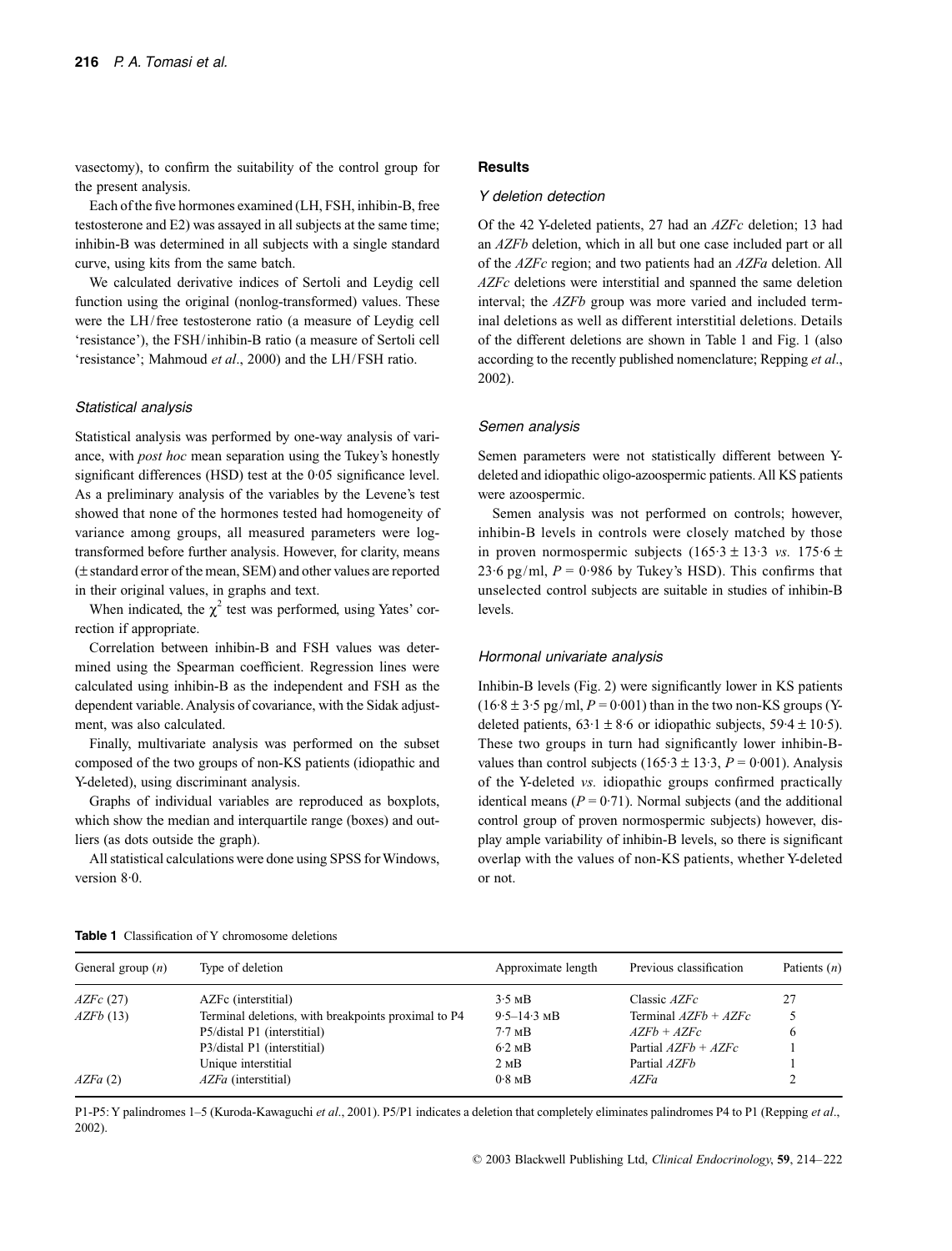vasectomy), to confirm the suitability of the control group for the present analysis.

Each of the five hormones examined (LH, FSH, inhibin-B, free testosterone and E2) was assayed in all subjects at the same time; inhibin-B was determined in all subjects with a single standard curve, using kits from the same batch.

We calculated derivative indices of Sertoli and Leydig cell function using the original (nonlog-transformed) values. These were the LH/free testosterone ratio (a measure of Leydig cell 'resistance'), the FSH/inhibin-B ratio (a measure of Sertoli cell 'resistance'; Mahmoud *et al*., 2000) and the LH/FSH ratio.

### *Statistical analysis*

Statistical analysis was performed by one-way analysis of variance, with *post hoc* mean separation using the Tukey's honestly significant differences (HSD) test at the 0·05 significance level. As a preliminary analysis of the variables by the Levene's test showed that none of the hormones tested had homogeneity of variance among groups, all measured parameters were log-transformed before further analysis. However, for clarity, means (± standard error of the mean, SEM) and other values are reported in their original values, in graphs and text.

When indicated, the $\chi^2$ test was performed, using Yates' correction if appropriate.

Correlation between inhibin-B and FSH values was determined using the Spearman coefficient. Regression lines were calculated using inhibin-B as the independent and FSH as the dependent variable. Analysis of covariance, with the Sidak adjustment, was also calculated.

Finally, multivariate analysis was performed on the subset composed of the two groups of non-KS patients (idiopathic and Y-deleted), using discriminant analysis.

Graphs of individual variables are reproduced as boxplots, which show the median and interquartile range (boxes) and outliers (as dots outside the graph).

All statistical calculations were done using SPSS for Windows, version 8·0.

## Results

### *Y deletion detection*

Of the 42 Y-deleted patients, 27 had an *AZFc* deletion; 13 had an *AZFb* deletion, which in all but one case included part or all of the *AZFc* region; and two patients had an *AZFa* deletion. All *AZFc* deletions were interstitial and spanned the same deletion interval; the *AZFb* group was more varied and included terminal deletions as well as different interstitial deletions. Details of the different deletions are shown in Table 1 and Fig. 1 (also according to the recently published nomenclature; Repping *et al*., 2002).

### *Semen analysis*

Semen parameters were not statistically different between Y-deleted and idiopathic oligo-azoospermic patients. All KS patients were azoospermic.

Semen analysis was not performed on controls; however, inhibin-B levels in controls were closely matched by those in proven normospermic subjects (165·3 ± 13·3 *vs.* 175·6 ± 23·6 pg/ml, $P$ = 0·986 by Tukey's HSD). This confirms that unselected control subjects are suitable in studies of inhibin-B levels.

### *Hormonal univariate analysis*

Inhibin-B levels (Fig. 2) were significantly lower in KS patients (16·8 ± 3·5 pg/ml, $P$ = 0·001) than in the two non-KS groups (Y-deleted patients, 63·1 ± 8·6 or idiopathic subjects, 59·4 ± 10·5). These two groups in turn had significantly lower inhibin-B-values than control subjects (165·3 ± 13·3, $P$ = 0·001). Analysis of the Y-deleted *vs.* idiopathic groups confirmed practically identical means ($P$ = 0·71). Normal subjects (and the additional control group of proven normospermic subjects) however, display ample variability of inhibin-B levels, so there is significant overlap with the values of non-KS patients, whether Y-deleted or not.

**Table 1** Classification of Y chromosome deletions

| General group ($n$) | Type of deletion | Approximate length | Previous classification | Patients ($n$) |
|---|---|---|---|---|
| *AZFc* (27) | AZFc (interstitial) | 3·5 MB | Classic *AZFc* | 27 |
| *AZFb* (13) | Terminal deletions, with breakpoints proximal to P4 | 9·5–14·3 MB | Terminal *AZFb* + *AZFc* | 5 |
| | P5/distal P1 (interstitial) | 7·7 MB | *AZFb* + *AZFc* | 6 |
| | P3/distal P1 (interstitial) | 6·2 MB | Partial *AZFb* + *AZFc* | 1 |
| | Unique interstitial | 2 MB | Partial *AZFb* | 1 |
| *AZFa* (2) | *AZFa* (interstitial) | 0·8 MB | *AZFa* | 2 |

P1-P5: Y palindromes 1–5 (Kuroda-Kawaguchi *et al*., 2001). P5/P1 indicates a deletion that completely eliminates palindromes P4 to P1 (Repping *et al*., 2002).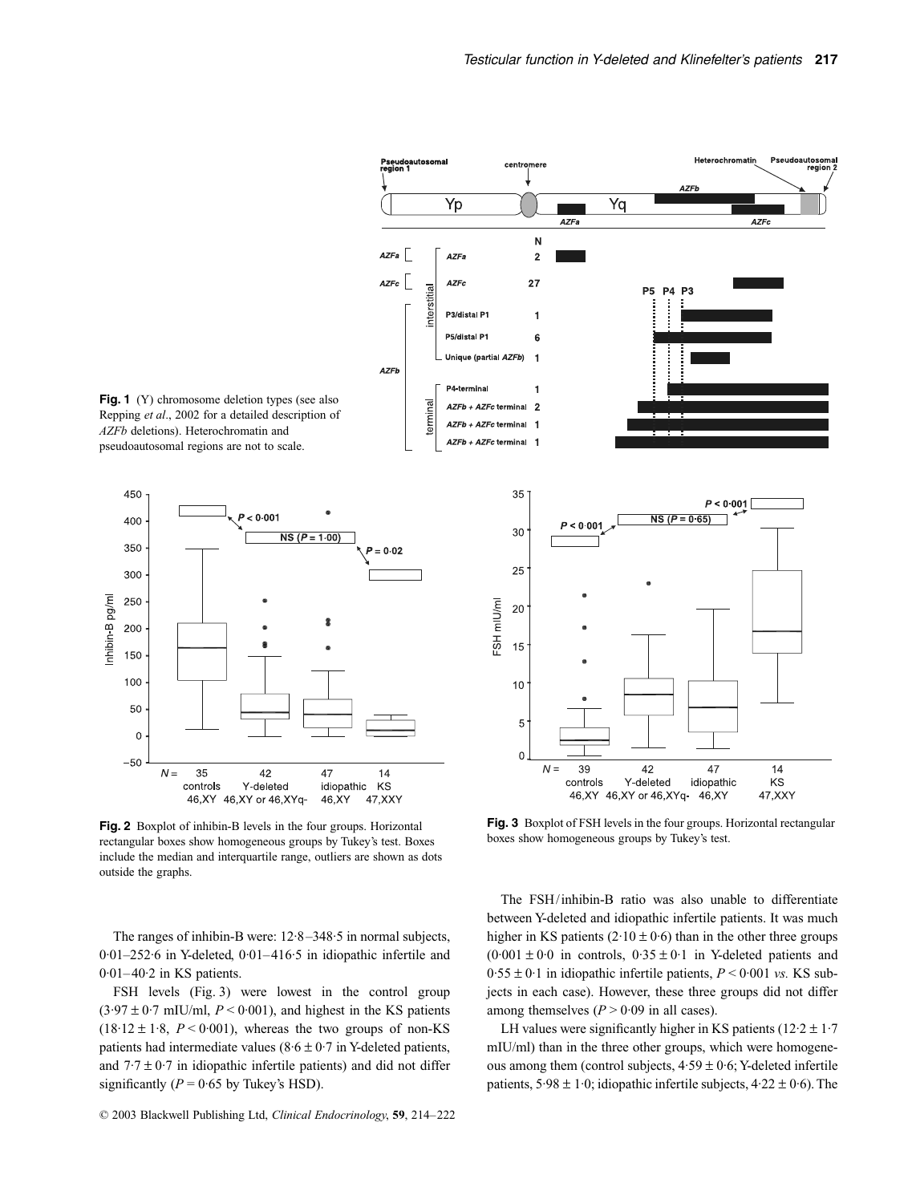**Fig. 1** (Y) chromosome deletion types (see also Repping *et al*., 2002 for a detailed description of *AZFb* deletions). Heterochromatin and pseudoautosomal regions are not to scale.

**Fig. 2** Boxplot of inhibin-B levels in the four groups. Horizontal rectangular boxes show homogeneous groups by Tukey's test. Boxes include the median and interquartile range, outliers are shown as dots outside the graphs.

**Fig. 3** Boxplot of FSH levels in the four groups. Horizontal rectangular boxes show homogeneous groups by Tukey's test.

The ranges of inhibin-B were: 12·8–348·5 in normal subjects, 0·01–252·6 in Y-deleted, 0·01–416·5 in idiopathic infertile and 0·01–40·2 in KS patients.

FSH levels (Fig. 3) were lowest in the control group (3·97 ± 0·7 mIU/ml, $P < 0·001$), and highest in the KS patients (18·12 ± 1·8, $P < 0·001$), whereas the two groups of non-KS patients had intermediate values (8·6 ± 0·7 in Y-deleted patients, and 7·7 ± 0·7 in idiopathic infertile patients) and did not differ significantly ($P = 0·65$ by Tukey's HSD).

The FSH/inhibin-B ratio was also unable to differentiate between Y-deleted and idiopathic infertile patients. It was much higher in KS patients (2·10 ± 0·6) than in the other three groups (0·001 ± 0·0 in controls, 0·35 ± 0·1 in Y-deleted patients and 0·55 ± 0·1 in idiopathic infertile patients, $P < 0·001$ *vs.* KS subjects in each case). However, these three groups did not differ among themselves ($P > 0·09$ in all cases).

LH values were significantly higher in KS patients (12·2 ± 1·7 mIU/ml) than in the three other groups, which were homogeneous among them (control subjects, 4·59 ± 0·6; Y-deleted infertile patients, 5·98 ± 1·0; idiopathic infertile subjects, 4·22 ± 0·6). The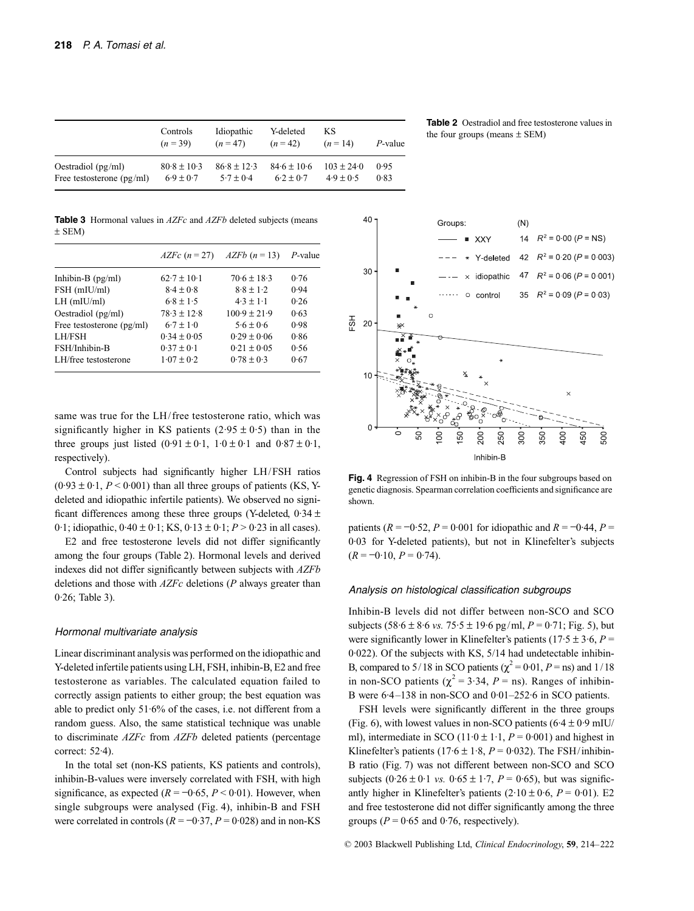|  | Controls ($n = 39$) | Idiopathic ($n = 47$) | Y-deleted ($n = 42$) | KS ($n = 14$) | *P*-value |
|---|---|---|---|---|---|
| Oestradiol (pg/ml) | 80·8 ± 10·3 | 86·8 ± 12·3 | 84·6 ± 10·6 | 103 ± 24·0 | 0·95 |
| Free testosterone (pg/ml) | 6·9 ± 0·7 | 5·7 ± 0·4 | 6·2 ± 0·7 | 4·9 ± 0·5 | 0·83 |

**Table 2** Oestradiol and free testosterone values in the four groups (means ± SEM)

**Table 3** Hormonal values in *AZFc* and *AZFb* deleted subjects (means ± SEM)

|  | *AZFc* ($n = 27$) | *AZFb* ($n = 13$) | *P*-value |
|---|---|---|---|
| Inhibin-B (pg/ml) | 62·7 ± 10·1 | 70·6 ± 18·3 | 0·76 |
| FSH (mIU/ml) | 8·4 ± 0·8 | 8·8 ± 1·2 | 0·94 |
| LH (mIU/ml) | 6·8 ± 1·5 | 4·3 ± 1·1 | 0·26 |
| Oestradiol (pg/ml) | 78·3 ± 12·8 | 100·9 ± 21·9 | 0·63 |
| Free testosterone (pg/ml) | 6·7 ± 1·0 | 5·6 ± 0·6 | 0·98 |
| LH/FSH | 0·34 ± 0·05 | 0·29 ± 0·06 | 0·86 |
| FSH/Inhibin-B | 0·37 ± 0·1 | 0·21 ± 0·05 | 0·56 |
| LH/free testosterone | 1·07 ± 0·2 | 0·78 ± 0·3 | 0·67 |

same was true for the LH/free testosterone ratio, which was significantly higher in KS patients (2·95 ± 0·5) than in the three groups just listed (0·91 ± 0·1, 1·0 ± 0·1 and 0·87 ± 0·1, respectively).

Control subjects had significantly higher LH/FSH ratios (0·93 ± 0·1, $P < 0·001$) than all three groups of patients (KS, Y-deleted and idiopathic infertile patients). We observed no significant differences among these three groups (Y-deleted, 0·34 ± 0·1; idiopathic, 0·40 ± 0·1; KS, 0·13 ± 0·1; $P > 0·23$ in all cases).

E2 and free testosterone levels did not differ significantly among the four groups (Table 2). Hormonal levels and derived indexes did not differ significantly between subjects with *AZFb* deletions and those with *AZFc* deletions (*P* always greater than 0·26; Table 3).

### Hormonal multivariate analysis

Linear discriminant analysis was performed on the idiopathic and Y-deleted infertile patients using LH, FSH, inhibin-B, E2 and free testosterone as variables. The calculated equation failed to correctly assign patients to either group; the best equation was able to predict only 51·6% of the cases, i.e. not different from a random guess. Also, the same statistical technique was unable to discriminate *AZFc* from *AZFb* deleted patients (percentage correct: 52·4).

In the total set (non-KS patients, KS patients and controls), inhibin-B-values were inversely correlated with FSH, with high significance, as expected ($R = -0·65$, $P < 0·01$). However, when single subgroups were analysed (Fig. 4), inhibin-B and FSH were correlated in controls ($R = -0·37$, $P = 0·028$) and in non-KS patients ($R = -0·52$, $P = 0·001$ for idiopathic and $R = -0·44$, $P = 0·03$ for Y-deleted patients), but not in Klinefelter's subjects ($R = -0·10$, $P = 0·74$).

**Fig. 4** Regression of FSH on inhibin-B in the four subgroups based on genetic diagnosis. Spearman correlation coefficients and significance are shown.

### Analysis on histological classification subgroups

Inhibin-B levels did not differ between non-SCO and SCO subjects (58·6 ± 8·6 *vs.* 75·5 ± 19·6 pg/ml, $P = 0·71$; Fig. 5), but were significantly lower in Klinefelter's patients (17·5 ± 3·6, $P = 0·022$). Of the subjects with KS, 5/14 had undetectable inhibin-B, compared to 5/18 in SCO patients ($\chi^2 = 0·01$, $P =$ ns) and 1/18 in non-SCO patients ($\chi^2 = 3·34$, $P =$ ns). Ranges of inhibin-B were 6·4–138 in non-SCO and 0·01–252·6 in SCO patients.

FSH levels were significantly different in the three groups (Fig. 6), with lowest values in non-SCO patients (6·4 ± 0·9 mIU/ml), intermediate in SCO (11·0 ± 1·1, $P = 0·001$) and highest in Klinefelter's patients (17·6 ± 1·8, $P = 0·032$). The FSH/inhibin-B ratio (Fig. 7) was not different between non-SCO and SCO subjects (0·26 ± 0·1 *vs.* 0·65 ± 1·7, $P = 0·65$), but was significantly higher in Klinefelter's patients (2·10 ± 0·6, $P = 0·01$). E2 and free testosterone did not differ significantly among the three groups ($P = 0·65$ and 0·76, respectively).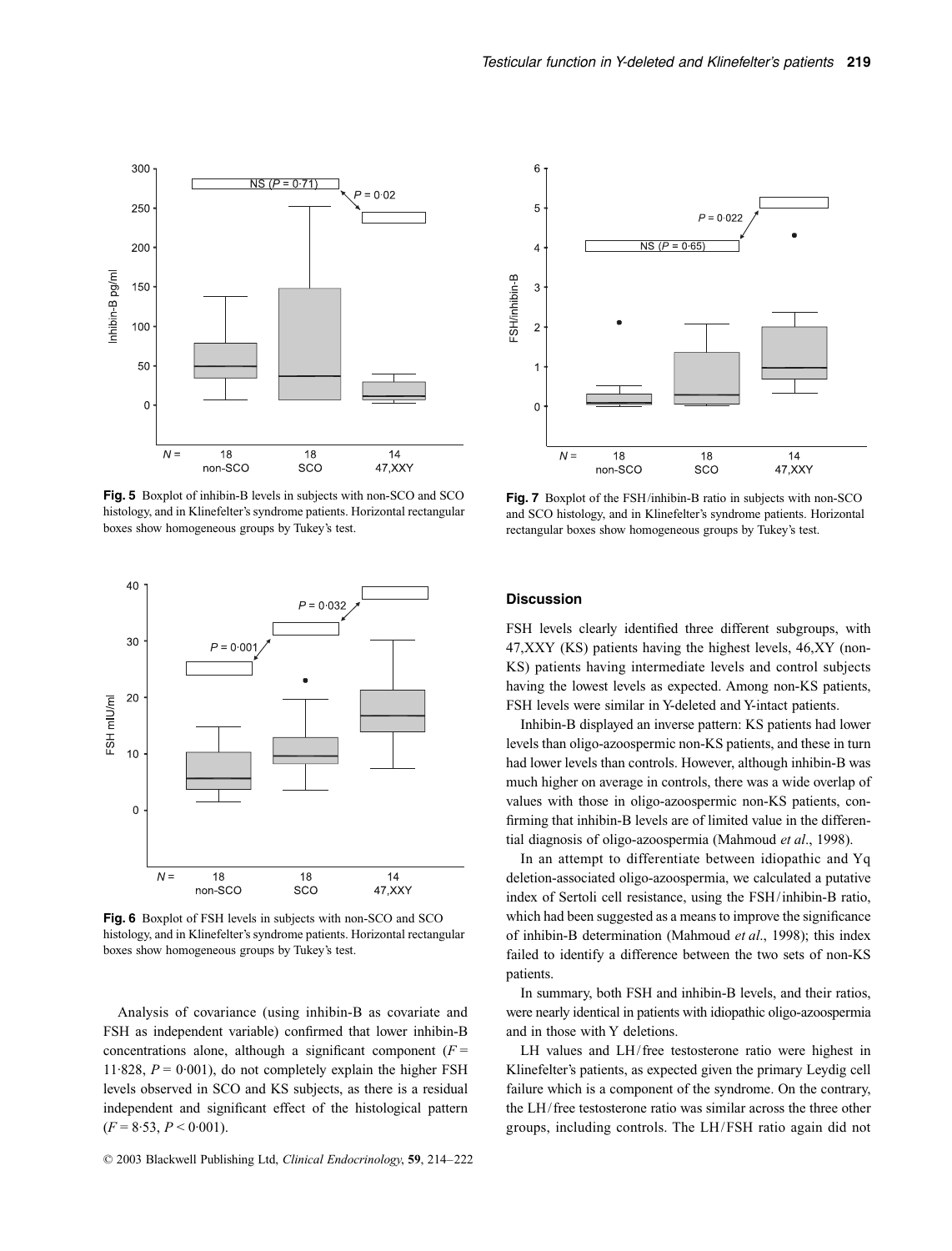**Fig. 5** Boxplot of inhibin-B levels in subjects with non-SCO and SCO histology, and in Klinefelter's syndrome patients. Horizontal rectangular boxes show homogeneous groups by Tukey's test.

**Fig. 6** Boxplot of FSH levels in subjects with non-SCO and SCO histology, and in Klinefelter's syndrome patients. Horizontal rectangular boxes show homogeneous groups by Tukey's test.

Analysis of covariance (using inhibin-B as covariate and FSH as independent variable) confirmed that lower inhibin-B concentrations alone, although a significant component ($F = 11{\cdot}828$, $P = 0{\cdot}001$), do not completely explain the higher FSH levels observed in SCO and KS subjects, as there is a residual independent and significant effect of the histological pattern ($F = 8{\cdot}53$, $P < 0{\cdot}001$).

**Fig. 7** Boxplot of the FSH/inhibin-B ratio in subjects with non-SCO and SCO histology, and in Klinefelter's syndrome patients. Horizontal rectangular boxes show homogeneous groups by Tukey's test.

## Discussion

FSH levels clearly identified three different subgroups, with 47,XXY (KS) patients having the highest levels, 46,XY (non-KS) patients having intermediate levels and control subjects having the lowest levels as expected. Among non-KS patients, FSH levels were similar in Y-deleted and Y-intact patients.

Inhibin-B displayed an inverse pattern: KS patients had lower levels than oligo-azoospermic non-KS patients, and these in turn had lower levels than controls. However, although inhibin-B was much higher on average in controls, there was a wide overlap of values with those in oligo-azoospermic non-KS patients, confirming that inhibin-B levels are of limited value in the differential diagnosis of oligo-azoospermia (Mahmoud *et al*., 1998).

In an attempt to differentiate between idiopathic and Yq deletion-associated oligo-azoospermia, we calculated a putative index of Sertoli cell resistance, using the FSH/inhibin-B ratio, which had been suggested as a means to improve the significance of inhibin-B determination (Mahmoud *et al*., 1998); this index failed to identify a difference between the two sets of non-KS patients.

In summary, both FSH and inhibin-B levels, and their ratios, were nearly identical in patients with idiopathic oligo-azoospermia and in those with Y deletions.

LH values and LH/free testosterone ratio were highest in Klinefelter's patients, as expected given the primary Leydig cell failure which is a component of the syndrome. On the contrary, the LH/free testosterone ratio was similar across the three other groups, including controls. The LH/FSH ratio again did not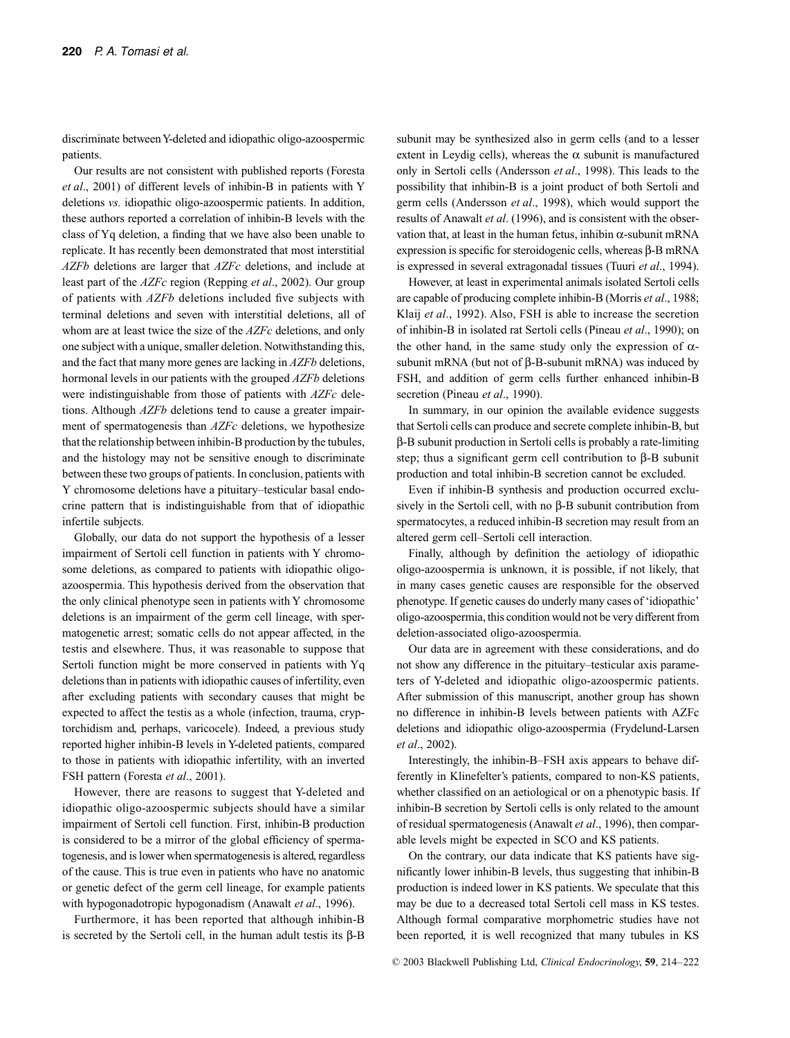discriminate between Y-deleted and idiopathic oligo-azoospermic patients.

Our results are not consistent with published reports (Foresta *et al*., 2001) of different levels of inhibin-B in patients with Y deletions *vs.* idiopathic oligo-azoospermic patients. In addition, these authors reported a correlation of inhibin-B levels with the class of Yq deletion, a finding that we have also been unable to replicate. It has recently been demonstrated that most interstitial *AZFb* deletions are larger that *AZFc* deletions, and include at least part of the *AZFc* region (Repping *et al*., 2002). Our group of patients with *AZFb* deletions included five subjects with terminal deletions and seven with interstitial deletions, all of whom are at least twice the size of the *AZFc* deletions, and only one subject with a unique, smaller deletion. Notwithstanding this, and the fact that many more genes are lacking in *AZFb* deletions, hormonal levels in our patients with the grouped *AZFb* deletions were indistinguishable from those of patients with *AZFc* deletions. Although *AZFb* deletions tend to cause a greater impairment of spermatogenesis than *AZFc* deletions, we hypothesize that the relationship between inhibin-B production by the tubules, and the histology may not be sensitive enough to discriminate between these two groups of patients. In conclusion, patients with Y chromosome deletions have a pituitary–testicular basal endocrine pattern that is indistinguishable from that of idiopathic infertile subjects.

Globally, our data do not support the hypothesis of a lesser impairment of Sertoli cell function in patients with Y chromosome deletions, as compared to patients with idiopathic oligo-azoospermia. This hypothesis derived from the observation that the only clinical phenotype seen in patients with Y chromosome deletions is an impairment of the germ cell lineage, with spermatogenetic arrest; somatic cells do not appear affected, in the testis and elsewhere. Thus, it was reasonable to suppose that Sertoli function might be more conserved in patients with Yq deletions than in patients with idiopathic causes of infertility, even after excluding patients with secondary causes that might be expected to affect the testis as a whole (infection, trauma, cryptorchidism and, perhaps, varicocele). Indeed, a previous study reported higher inhibin-B levels in Y-deleted patients, compared to those in patients with idiopathic infertility, with an inverted FSH pattern (Foresta *et al*., 2001).

However, there are reasons to suggest that Y-deleted and idiopathic oligo-azoospermic subjects should have a similar impairment of Sertoli cell function. First, inhibin-B production is considered to be a mirror of the global efficiency of spermatogenesis, and is lower when spermatogenesis is altered, regardless of the cause. This is true even in patients who have no anatomic or genetic defect of the germ cell lineage, for example patients with hypogonadotropic hypogonadism (Anawalt *et al*., 1996).

Furthermore, it has been reported that although inhibin-B is secreted by the Sertoli cell, in the human adult testis its $\beta$-B subunit may be synthesized also in germ cells (and to a lesser extent in Leydig cells), whereas the $\alpha$ subunit is manufactured only in Sertoli cells (Andersson *et al*., 1998). This leads to the possibility that inhibin-B is a joint product of both Sertoli and germ cells (Andersson *et al*., 1998), which would support the results of Anawalt *et al*. (1996), and is consistent with the observation that, at least in the human fetus, inhibin $\alpha$-subunit mRNA expression is specific for steroidogenic cells, whereas $\beta$-B mRNA is expressed in several extragonadal tissues (Tuuri *et al*., 1994).

However, at least in experimental animals isolated Sertoli cells are capable of producing complete inhibin-B (Morris *et al*., 1988; Klaij *et al*., 1992). Also, FSH is able to increase the secretion of inhibin-B in isolated rat Sertoli cells (Pineau *et al*., 1990); on the other hand, in the same study only the expression of $\alpha$-subunit mRNA (but not of $\beta$-B-subunit mRNA) was induced by FSH, and addition of germ cells further enhanced inhibin-B secretion (Pineau *et al*., 1990).

In summary, in our opinion the available evidence suggests that Sertoli cells can produce and secrete complete inhibin-B, but $\beta$-B subunit production in Sertoli cells is probably a rate-limiting step; thus a significant germ cell contribution to $\beta$-B subunit production and total inhibin-B secretion cannot be excluded.

Even if inhibin-B synthesis and production occurred exclusively in the Sertoli cell, with no $\beta$-B subunit contribution from spermatocytes, a reduced inhibin-B secretion may result from an altered germ cell–Sertoli cell interaction.

Finally, although by definition the aetiology of idiopathic oligo-azoospermia is unknown, it is possible, if not likely, that in many cases genetic causes are responsible for the observed phenotype. If genetic causes do underly many cases of 'idiopathic' oligo-azoospermia, this condition would not be very different from deletion-associated oligo-azoospermia.

Our data are in agreement with these considerations, and do not show any difference in the pituitary–testicular axis parameters of Y-deleted and idiopathic oligo-azoospermic patients. After submission of this manuscript, another group has shown no difference in inhibin-B levels between patients with AZFc deletions and idiopathic oligo-azoospermia (Frydelund-Larsen *et al*., 2002).

Interestingly, the inhibin-B–FSH axis appears to behave differently in Klinefelter's patients, compared to non-KS patients, whether classified on an aetiological or on a phenotypic basis. If inhibin-B secretion by Sertoli cells is only related to the amount of residual spermatogenesis (Anawalt *et al*., 1996), then comparable levels might be expected in SCO and KS patients.

On the contrary, our data indicate that KS patients have significantly lower inhibin-B levels, thus suggesting that inhibin-B production is indeed lower in KS patients. We speculate that this may be due to a decreased total Sertoli cell mass in KS testes. Although formal comparative morphometric studies have not been reported, it is well recognized that many tubules in KS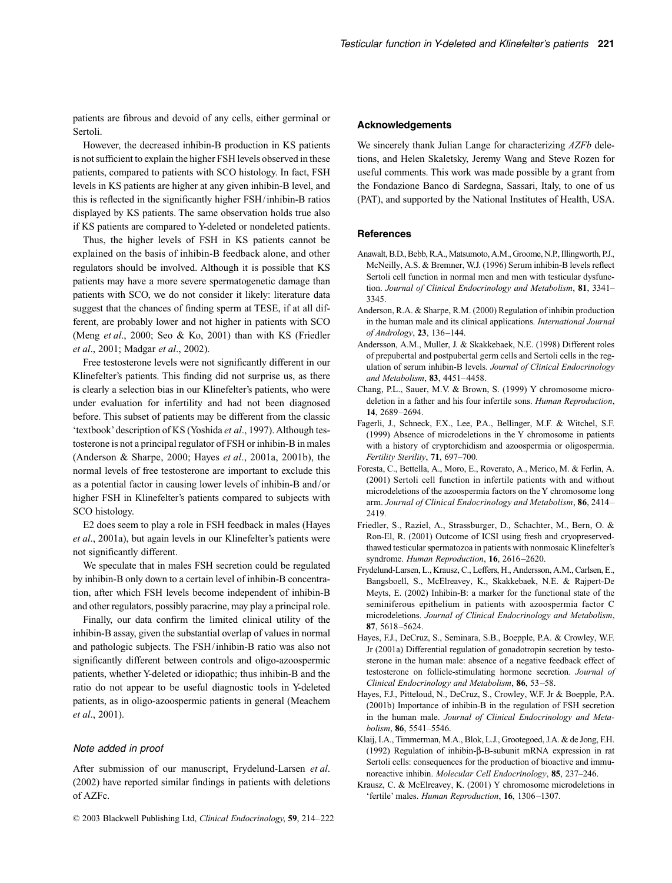patients are fibrous and devoid of any cells, either germinal or Sertoli.

However, the decreased inhibin-B production in KS patients is not sufficient to explain the higher FSH levels observed in these patients, compared to patients with SCO histology. In fact, FSH levels in KS patients are higher at any given inhibin-B level, and this is reflected in the significantly higher FSH/inhibin-B ratios displayed by KS patients. The same observation holds true also if KS patients are compared to Y-deleted or nondeleted patients.

Thus, the higher levels of FSH in KS patients cannot be explained on the basis of inhibin-B feedback alone, and other regulators should be involved. Although it is possible that KS patients may have a more severe spermatogenetic damage than patients with SCO, we do not consider it likely: literature data suggest that the chances of finding sperm at TESE, if at all different, are probably lower and not higher in patients with SCO (Meng *et al*., 2000; Seo & Ko, 2001) than with KS (Friedler *et al*., 2001; Madgar *et al*., 2002).

Free testosterone levels were not significantly different in our Klinefelter's patients. This finding did not surprise us, as there is clearly a selection bias in our Klinefelter's patients, who were under evaluation for infertility and had not been diagnosed before. This subset of patients may be different from the classic 'textbook' description of KS (Yoshida *et al*., 1997). Although testosterone is not a principal regulator of FSH or inhibin-B in males (Anderson & Sharpe, 2000; Hayes *et al*., 2001a, 2001b), the normal levels of free testosterone are important to exclude this as a potential factor in causing lower levels of inhibin-B and/or higher FSH in Klinefelter's patients compared to subjects with SCO histology.

E2 does seem to play a role in FSH feedback in males (Hayes *et al*., 2001a), but again levels in our Klinefelter's patients were not significantly different.

We speculate that in males FSH secretion could be regulated by inhibin-B only down to a certain level of inhibin-B concentration, after which FSH levels become independent of inhibin-B and other regulators, possibly paracrine, may play a principal role.

Finally, our data confirm the limited clinical utility of the inhibin-B assay, given the substantial overlap of values in normal and pathologic subjects. The FSH/inhibin-B ratio was also not significantly different between controls and oligo-azoospermic patients, whether Y-deleted or idiopathic; thus inhibin-B and the ratio do not appear to be useful diagnostic tools in Y-deleted patients, as in oligo-azoospermic patients in general (Meachem *et al*., 2001).

### *Note added in proof*

After submission of our manuscript, Frydelund-Larsen *et al*. (2002) have reported similar findings in patients with deletions of AZFc.

### Acknowledgements

We sincerely thank Julian Lange for characterizing *AZFb* deletions, and Helen Skaletsky, Jeremy Wang and Steve Rozen for useful comments. This work was made possible by a grant from the Fondazione Banco di Sardegna, Sassari, Italy, to one of us (PAT), and supported by the National Institutes of Health, USA.

### References

Anawalt, B.D., Bebb, R.A., Matsumoto, A.M., Groome, N.P., Illingworth, P.J., McNeilly, A.S. & Bremner, W.J. (1996) Serum inhibin-B levels reflect Sertoli cell function in normal men and men with testicular dysfunction. *Journal of Clinical Endocrinology and Metabolism*, **81**, 3341–3345.

Anderson, R.A. & Sharpe, R.M. (2000) Regulation of inhibin production in the human male and its clinical applications. *International Journal of Andrology*, **23**, 136–144.

Andersson, A.M., Muller, J. & Skakkebaek, N.E. (1998) Different roles of prepubertal and postpubertal germ cells and Sertoli cells in the regulation of serum inhibin-B levels. *Journal of Clinical Endocrinology and Metabolism*, **83**, 4451–4458.

Chang, P.L., Sauer, M.V. & Brown, S. (1999) Y chromosome microdeletion in a father and his four infertile sons. *Human Reproduction*, **14**, 2689–2694.

Fagerli, J., Schneck, F.X., Lee, P.A., Bellinger, M.F. & Witchel, S.F. (1999) Absence of microdeletions in the Y chromosome in patients with a history of cryptorchidism and azoospermia or oligospermia. *Fertility Sterility*, **71**, 697–700.

Foresta, C., Bettella, A., Moro, E., Roverato, A., Merico, M. & Ferlin, A. (2001) Sertoli cell function in infertile patients with and without microdeletions of the azoospermia factors on the Y chromosome long arm. *Journal of Clinical Endocrinology and Metabolism*, **86**, 2414–2419.

Friedler, S., Raziel, A., Strassburger, D., Schachter, M., Bern, O. & Ron-El, R. (2001) Outcome of ICSI using fresh and cryopreserved-thawed testicular spermatozoa in patients with nonmosaic Klinefelter's syndrome. *Human Reproduction*, **16**, 2616–2620.

Frydelund-Larsen, L., Krausz, C., Leffers, H., Andersson, A.M., Carlsen, E., Bangsboell, S., McElreavey, K., Skakkebaek, N.E. & Rajpert-De Meyts, E. (2002) Inhibin-B: a marker for the functional state of the seminiferous epithelium in patients with azoospermia factor C microdeletions. *Journal of Clinical Endocrinology and Metabolism*, **87**, 5618–5624.

Hayes, F.J., DeCruz, S., Seminara, S.B., Boepple, P.A. & Crowley, W.F. Jr (2001a) Differential regulation of gonadotropin secretion by testosterone in the human male: absence of a negative feedback effect of testosterone on follicle-stimulating hormone secretion. *Journal of Clinical Endocrinology and Metabolism*, **86**, 53–58.

Hayes, F.J., Pitteloud, N., DeCruz, S., Crowley, W.F. Jr & Boepple, P.A. (2001b) Importance of inhibin-B in the regulation of FSH secretion in the human male. *Journal of Clinical Endocrinology and Metabolism*, **86**, 5541–5546.

Klaij, I.A., Timmerman, M.A., Blok, L.J., Grootegoed, J.A. & de Jong, F.H. (1992) Regulation of inhibin-β-B-subunit mRNA expression in rat Sertoli cells: consequences for the production of bioactive and immunoreactive inhibin. *Molecular Cell Endocrinology*, **85**, 237–246.

Krausz, C. & McElreavey, K. (2001) Y chromosome microdeletions in 'fertile' males. *Human Reproduction*, **16**, 1306–1307.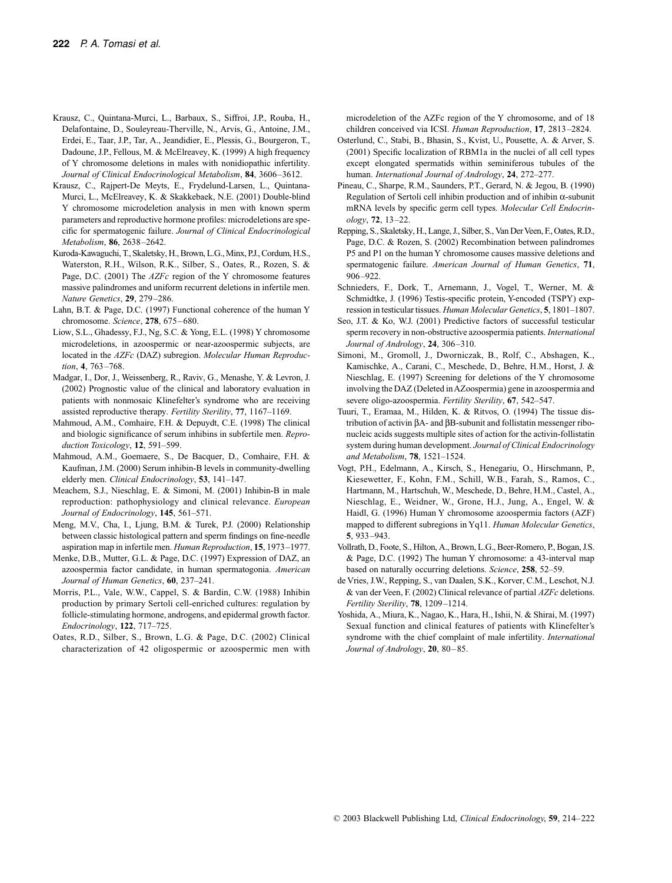Krausz, C., Quintana-Murci, L., Barbaux, S., Siffroi, J.P., Rouba, H., Delafontaine, D., Souleyreau-Therville, N., Arvis, G., Antoine, J.M., Erdei, E., Taar, J.P., Tar, A., Jeandidier, E., Plessis, G., Bourgeron, T., Dadoune, J.P., Fellous, M. & McElreavey, K. (1999) A high frequency of Y chromosome deletions in males with nonidiopathic infertility. *Journal of Clinical Endocrinological Metabolism*, **84**, 3606–3612.

Krausz, C., Rajpert-De Meyts, E., Frydelund-Larsen, L., Quintana-Murci, L., McElreavey, K. & Skakkebaek, N.E. (2001) Double-blind Y chromosome microdeletion analysis in men with known sperm parameters and reproductive hormone profiles: microdeletions are specific for spermatogenic failure. *Journal of Clinical Endocrinological Metabolism*, **86**, 2638–2642.

Kuroda-Kawaguchi, T., Skaletsky, H., Brown, L.G., Minx, P.J., Cordum, H.S., Waterston, R.H., Wilson, R.K., Silber, S., Oates, R., Rozen, S. & Page, D.C. (2001) The *AZFc* region of the Y chromosome features massive palindromes and uniform recurrent deletions in infertile men. *Nature Genetics*, **29**, 279–286.

Lahn, B.T. & Page, D.C. (1997) Functional coherence of the human Y chromosome. *Science*, **278**, 675–680.

Liow, S.L., Ghadessy, F.J., Ng, S.C. & Yong, E.L. (1998) Y chromosome microdeletions, in azoospermic or near-azoospermic subjects, are located in the *AZFc* (DAZ) subregion. *Molecular Human Reproduction*, **4**, 763–768.

Madgar, I., Dor, J., Weissenberg, R., Raviv, G., Menashe, Y. & Levron, J. (2002) Prognostic value of the clinical and laboratory evaluation in patients with nonmosaic Klinefelter's syndrome who are receiving assisted reproductive therapy. *Fertility Sterility*, **77**, 1167–1169.

Mahmoud, A.M., Comhaire, F.H. & Depuydt, C.E. (1998) The clinical and biologic significance of serum inhibins in subfertile men. *Reproduction Toxicology*, **12**, 591–599.

Mahmoud, A.M., Goemaere, S., De Bacquer, D., Comhaire, F.H. & Kaufman, J.M. (2000) Serum inhibin-B levels in community-dwelling elderly men. *Clinical Endocrinology*, **53**, 141–147.

Meachem, S.J., Nieschlag, E. & Simoni, M. (2001) Inhibin-B in male reproduction: pathophysiology and clinical relevance. *European Journal of Endocrinology*, **145**, 561–571.

Meng, M.V., Cha, I., Ljung, B.M. & Turek, P.J. (2000) Relationship between classic histological pattern and sperm findings on fine-needle aspiration map in infertile men. *Human Reproduction*, **15**, 1973–1977.

Menke, D.B., Mutter, G.L. & Page, D.C. (1997) Expression of DAZ, an azoospermia factor candidate, in human spermatogonia. *American Journal of Human Genetics*, **60**, 237–241.

Morris, P.L., Vale, W.W., Cappel, S. & Bardin, C.W. (1988) Inhibin production by primary Sertoli cell-enriched cultures: regulation by follicle-stimulating hormone, androgens, and epidermal growth factor. *Endocrinology*, **122**, 717–725.

Oates, R.D., Silber, S., Brown, L.G. & Page, D.C. (2002) Clinical characterization of 42 oligospermic or azoospermic men with microdeletion of the AZFc region of the Y chromosome, and of 18 children conceived via ICSI. *Human Reproduction*, **17**, 2813–2824.

Osterlund, C., Stabi, B., Bhasin, S., Kvist, U., Pousette, A. & Arver, S. (2001) Specific localization of RBM1a in the nuclei of all cell types except elongated spermatids within seminiferous tubules of the human. *International Journal of Andrology*, **24**, 272–277.

Pineau, C., Sharpe, R.M., Saunders, P.T., Gerard, N. & Jegou, B. (1990) Regulation of Sertoli cell inhibin production and of inhibin $\alpha$-subunit mRNA levels by specific germ cell types. *Molecular Cell Endocrinology*, **72**, 13–22.

Repping, S., Skaletsky, H., Lange, J., Silber, S., Van Der Veen, F., Oates, R.D., Page, D.C. & Rozen, S. (2002) Recombination between palindromes P5 and P1 on the human Y chromosome causes massive deletions and spermatogenic failure. *American Journal of Human Genetics*, **71**, 906–922.

Schnieders, F., Dork, T., Arnemann, J., Vogel, T., Werner, M. & Schmidtke, J. (1996) Testis-specific protein, Y-encoded (TSPY) expression in testicular tissues. *Human Molecular Genetics*, **5**, 1801–1807.

Seo, J.T. & Ko, W.J. (2001) Predictive factors of successful testicular sperm recovery in non-obstructive azoospermia patients. *International Journal of Andrology*, **24**, 306–310.

Simoni, M., Gromoll, J., Dworniczak, B., Rolf, C., Abshagen, K., Kamischke, A., Carani, C., Meschede, D., Behre, H.M., Horst, J. & Nieschlag, E. (1997) Screening for deletions of the Y chromosome involving the DAZ (Deleted in AZoospermia) gene in azoospermia and severe oligo-azoospermia. *Fertility Sterility*, **67**, 542–547.

Tuuri, T., Eramaa, M., Hilden, K. & Ritvos, O. (1994) The tissue distribution of activin $\beta$A- and $\beta$B-subunit and follistatin messenger ribonucleic acids suggests multiple sites of action for the activin-follistatin system during human development. *Journal of Clinical Endocrinology and Metabolism*, **78**, 1521–1524.

Vogt, P.H., Edelmann, A., Kirsch, S., Henegariu, O., Hirschmann, P., Kiesewetter, F., Kohn, F.M., Schill, W.B., Farah, S., Ramos, C., Hartmann, M., Hartschuh, W., Meschede, D., Behre, H.M., Castel, A., Nieschlag, E., Weidner, W., Grone, H.J., Jung, A., Engel, W. & Haidl, G. (1996) Human Y chromosome azoospermia factors (AZF) mapped to different subregions in Yq11. *Human Molecular Genetics*, **5**, 933–943.

Vollrath, D., Foote, S., Hilton, A., Brown, L.G., Beer-Romero, P., Bogan, J.S. & Page, D.C. (1992) The human Y chromosome: a 43-interval map based on naturally occurring deletions. *Science*, **258**, 52–59.

de Vries, J.W., Repping, S., van Daalen, S.K., Korver, C.M., Leschot, N.J. & van der Veen, F. (2002) Clinical relevance of partial *AZFc* deletions. *Fertility Sterility*, **78**, 1209–1214.

Yoshida, A., Miura, K., Nagao, K., Hara, H., Ishii, N. & Shirai, M. (1997) Sexual function and clinical features of patients with Klinefelter's syndrome with the chief complaint of male infertility. *International Journal of Andrology*, **20**, 80–85.